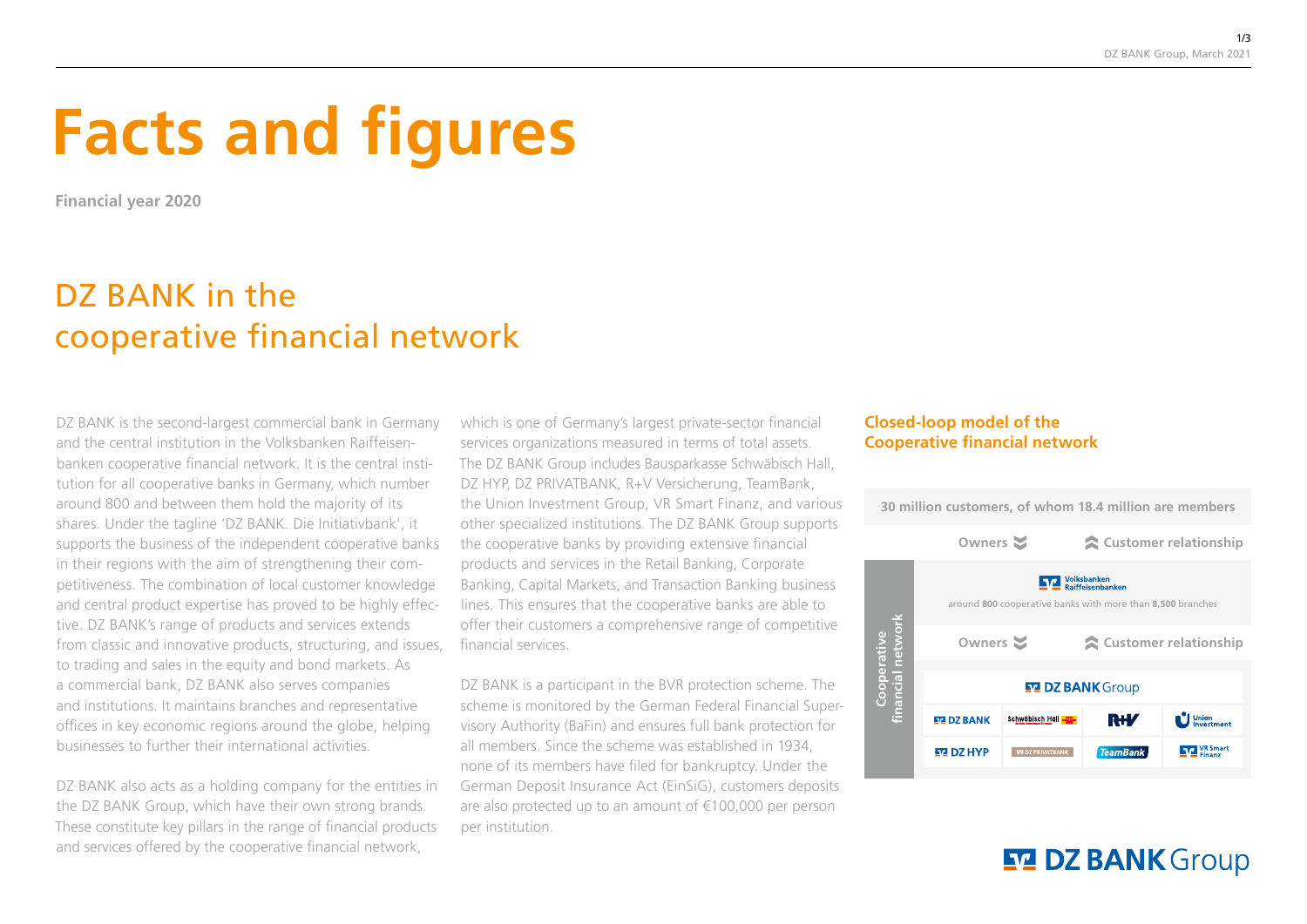# Facts and figures

**Financial year 2020**

## DZ BANK in the cooperative financial network

DZ BANK is the second-largest commercial bank in Germany and the central institution in the Volksbanken Raiffeisenbanken cooperative financial network. It is the central institution for all cooperative banks in Germany, which number around 800 and between them hold the majority of its shares. Under the tagline 'DZ BANK. Die Initiativbank', it supports the business of the independent cooperative banks in their regions with the aim of strengthening their competitiveness. The combination of local customer knowledge and central product expertise has proved to be highly effective. DZ BANK's range of products and services extends from classic and innovative products, structuring, and issues, to trading and sales in the equity and bond markets. As a commercial bank, DZ BANK also serves companies and institutions. It maintains branches and representative offices in key economic regions around the globe, helping businesses to further their international activities.

DZ BANK also acts as a holding company for the entities in the DZ BANK Group, which have their own strong brands. These constitute key pillars in the range of financial products and services offered by the cooperative financial network, which is one of Germany's largest private-sector financial services organizations measured in terms of total assets. The DZ BANK Group includes Bausparkasse Schwäbisch Hall, DZ HYP, DZ PRIVATBANK, R+V Versicherung, TeamBank, the Union Investment Group, VR Smart Finanz, and various other specialized institutions. The DZ BANK Group supports the cooperative banks by providing extensive financial products and services in the Retail Banking, Corporate Banking, Capital Markets, and Transaction Banking business lines. This ensures that the cooperative banks are able to offer their customers a comprehensive range of competitive financial services.

DZ BANK is a participant in the BVR protection scheme. The scheme is monitored by the German Federal Financial Supervisory Authority (BaFin) and ensures full bank protection for all members. Since the scheme was established in 1934, none of its members have filed for bankruptcy. Under the German Deposit Insurance Act (EinSiG), customers deposits are also protected up to an amount of €100,000 per person per institution.

### Closed-loop model of the Cooperative financial network

30 million customers, of whom 18.4 million are members

Owners | Customer relationship

Volksbanken Raiffeisenbanken

around **800** cooperative banks with more than **8,500** branches

Owners | Customer relationship

Cooperative financial network

DZ BANK Group

DZ BANK | Schwäbisch Hall | R+V | Union Investment

DZ HYP | DZ PRIVATBANK | TeamBank | VR Smart Finanz

DZ BANK Group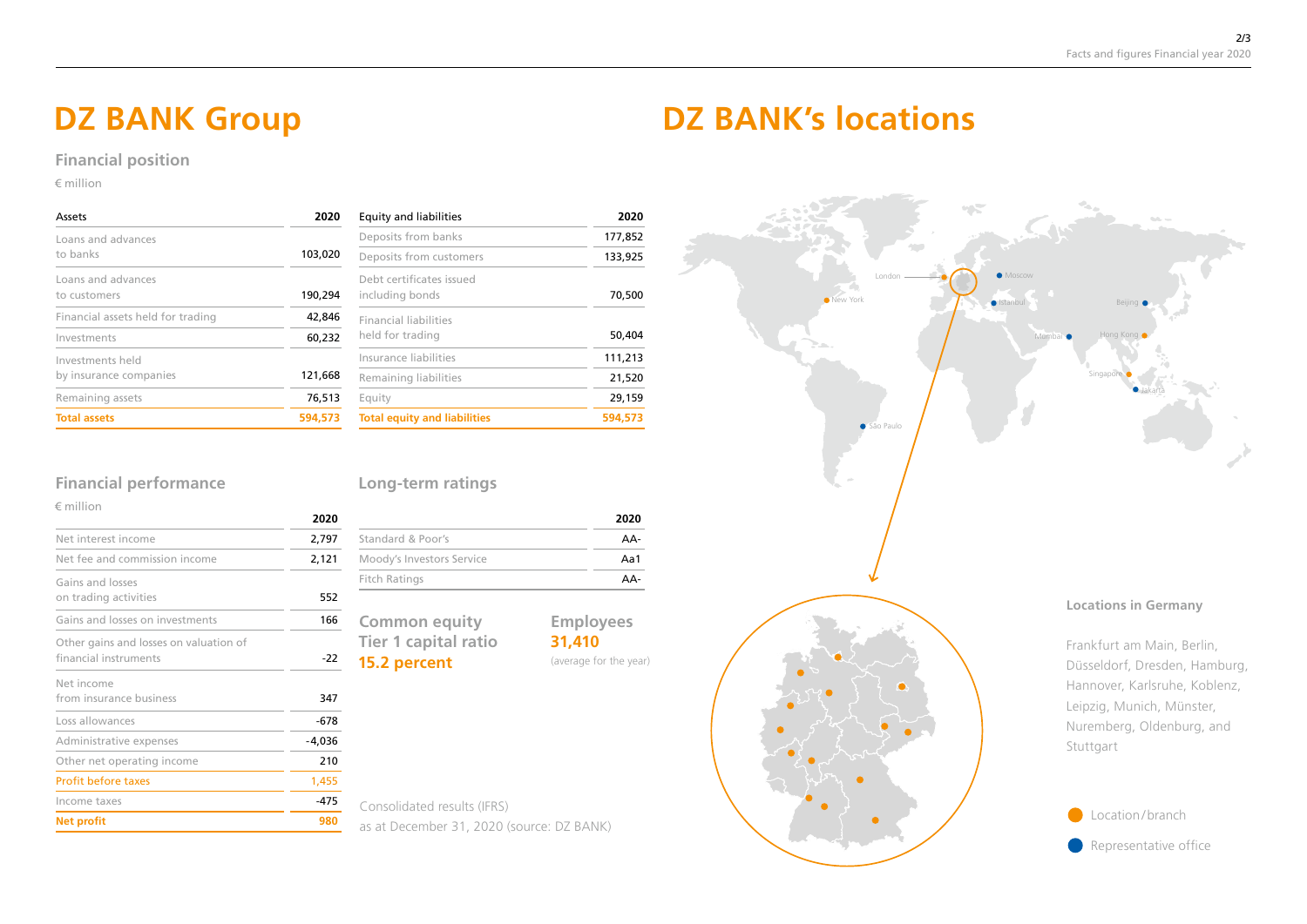# DZ BANK Group

## Financial position

€ million

| Assets | 2020 |
|---|---|
| Loans and advances to banks | 103,020 |
| Loans and advances to customers | 190,294 |
| Financial assets held for trading | 42,846 |
| Investments | 60,232 |
| Investments held by insurance companies | 121,668 |
| Remaining assets | 76,513 |
| **Total assets** | **594,573** |

| Equity and liabilities | 2020 |
|---|---|
| Deposits from banks | 177,852 |
| Deposits from customers | 133,925 |
| Debt certificates issued including bonds | 70,500 |
| Financial liabilities held for trading | 50,404 |
| Insurance liabilities | 111,213 |
| Remaining liabilities | 21,520 |
| Equity | 29,159 |
| **Total equity and liabilities** | **594,573** |

## Financial performance

€ million

| | 2020 |
|---|---|
| Net interest income | 2,797 |
| Net fee and commission income | 2,121 |
| Gains and losses on trading activities | 552 |
| Gains and losses on investments | 166 |
| Other gains and losses on valuation of financial instruments | -22 |
| Net income from insurance business | 347 |
| Loss allowances | -678 |
| Administrative expenses | -4,036 |
| Other net operating income | 210 |
| Profit before taxes | 1,455 |
| Income taxes | -475 |
| **Net profit** | **980** |

## Long-term ratings

| | 2020 |
|---|---|
| Standard & Poor's | AA- |
| Moody's Investors Service | Aa1 |
| Fitch Ratings | AA- |

**Common equity Tier 1 capital ratio**
**15.2 percent**

**Employees**
**31,410**
(average for the year)

Consolidated results (IFRS)
as at December 31, 2020 (source: DZ BANK)

# DZ BANK's locations

London
New York
Moscow
Istanbul
Beijing
Mombai
Hong Kong
Singapore
Jakarta
São Paulo

### Locations in Germany

Frankfurt am Main, Berlin, Düsseldorf, Dresden, Hamburg, Hannover, Karlsruhe, Koblenz, Leipzig, Munich, Münster, Nuremberg, Oldenburg, and Stuttgart

Location/branch
Representative office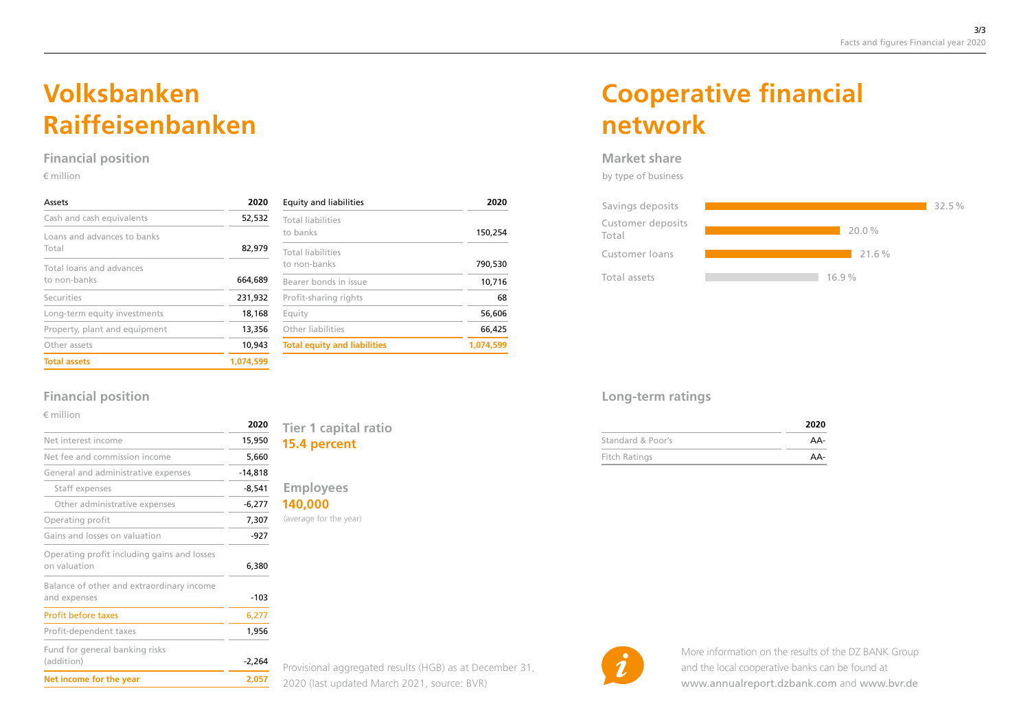# Volksbanken Raiffeisenbanken

## Financial position

€ million

| Assets | 2020 |
|---|---|
| Cash and cash equivalents | 52,532 |
| Loans and advances to banks Total | 82,979 |
| Total loans and advances to non-banks | 664,689 |
| Securities | 231,932 |
| Long-term equity investments | 18,168 |
| Property, plant and equipment | 13,356 |
| Other assets | 10,943 |
| **Total assets** | **1,074,599** |

| Equity and liabilities | 2020 |
|---|---|
| Total liabilities to banks | 150,254 |
| Total liabilities to non-banks | 790,530 |
| Bearer bonds in issue | 10,716 |
| Profit-sharing rights | 68 |
| Equity | 56,606 |
| Other liabilities | 66,425 |
| **Total equity and liabilities** | **1,074,599** |

## Financial position

€ million

| | 2020 |
|---|---|
| Net interest income | 15,950 |
| Net fee and commission income | 5,660 |
| General and administrative expenses | -14,818 |
| Staff expenses | -8,541 |
| Other administrative expenses | -6,277 |
| Operating profit | 7,307 |
| Gains and losses on valuation | -927 |
| Operating profit including gains and losses on valuation | 6,380 |
| Balance of other and extraordinary income and expenses | -103 |
| Profit before taxes | 6,277 |
| Profit-dependent taxes | 1,956 |
| Fund for general banking risks (addition) | -2,264 |
| **Net income for the year** | **2,057** |

**Tier 1 capital ratio**
**15.4 percent**

**Employees**
**140,000**
(average for the year)

Provisional aggregated results (HGB) as at December 31, 2020 (last updated March 2021, source: BVR)

# Cooperative financial network

## Market share

by type of business

Savings deposits 32.5 %
Customer deposits Total 20.0 %
Customer loans 21.6 %
Total assets 16.9 %

## Long-term ratings

| | 2020 |
|---|---|
| Standard & Poor's | AA- |
| Fitch Ratings | AA- |

More information on the results of the DZ BANK Group and the local cooperative banks can be found at www.annualreport.dzbank.com and www.bvr.de